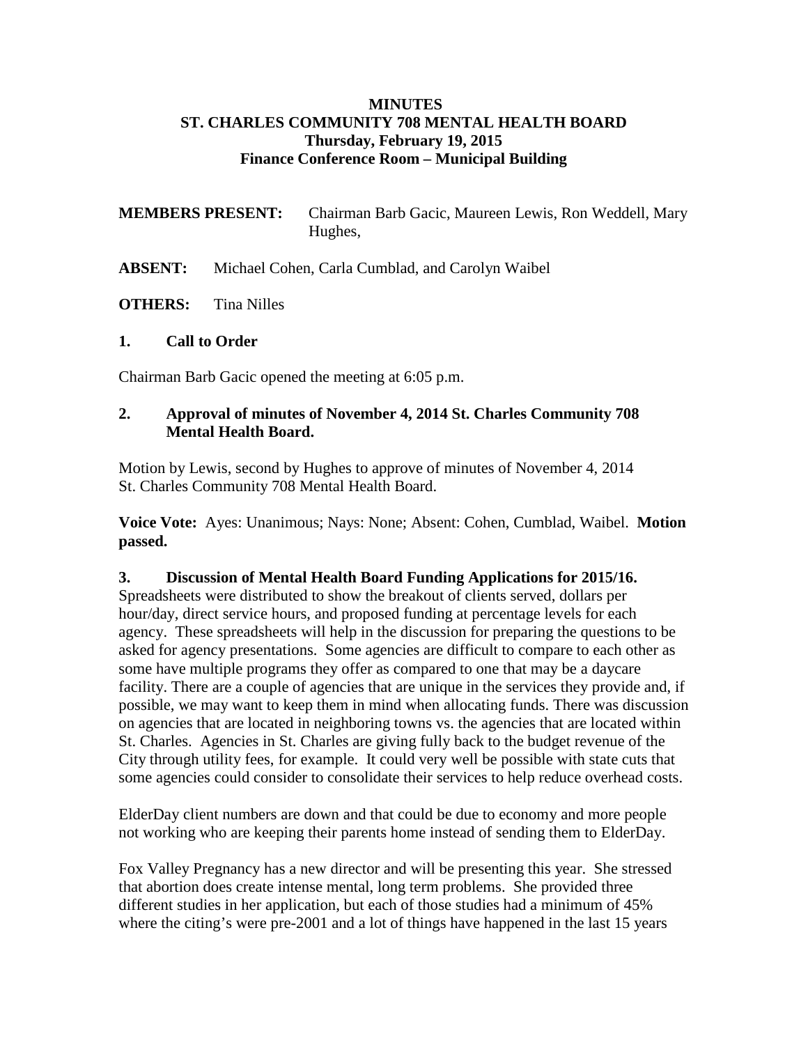# MINUTES
# ST. CHARLES COMMUNITY 708 MENTAL HEALTH BOARD
## Thursday, February 19, 2015
## Finance Conference Room – Municipal Building

**MEMBERS PRESENT:** Chairman Barb Gacic, Maureen Lewis, Ron Weddell, Mary Hughes,

**ABSENT:** Michael Cohen, Carla Cumblad, and Carolyn Waibel

**OTHERS:** Tina Nilles

### 1. Call to Order

Chairman Barb Gacic opened the meeting at 6:05 p.m.

### 2. Approval of minutes of November 4, 2014 St. Charles Community 708 Mental Health Board.

Motion by Lewis, second by Hughes to approve of minutes of November 4, 2014 St. Charles Community 708 Mental Health Board.

**Voice Vote:** Ayes: Unanimous; Nays: None; Absent: Cohen, Cumblad, Waibel. **Motion passed.**

### 3. Discussion of Mental Health Board Funding Applications for 2015/16.

Spreadsheets were distributed to show the breakout of clients served, dollars per hour/day, direct service hours, and proposed funding at percentage levels for each agency. These spreadsheets will help in the discussion for preparing the questions to be asked for agency presentations. Some agencies are difficult to compare to each other as some have multiple programs they offer as compared to one that may be a daycare facility. There are a couple of agencies that are unique in the services they provide and, if possible, we may want to keep them in mind when allocating funds. There was discussion on agencies that are located in neighboring towns vs. the agencies that are located within St. Charles. Agencies in St. Charles are giving fully back to the budget revenue of the City through utility fees, for example. It could very well be possible with state cuts that some agencies could consider to consolidate their services to help reduce overhead costs.

ElderDay client numbers are down and that could be due to economy and more people not working who are keeping their parents home instead of sending them to ElderDay.

Fox Valley Pregnancy has a new director and will be presenting this year. She stressed that abortion does create intense mental, long term problems. She provided three different studies in her application, but each of those studies had a minimum of 45% where the citing's were pre-2001 and a lot of things have happened in the last 15 years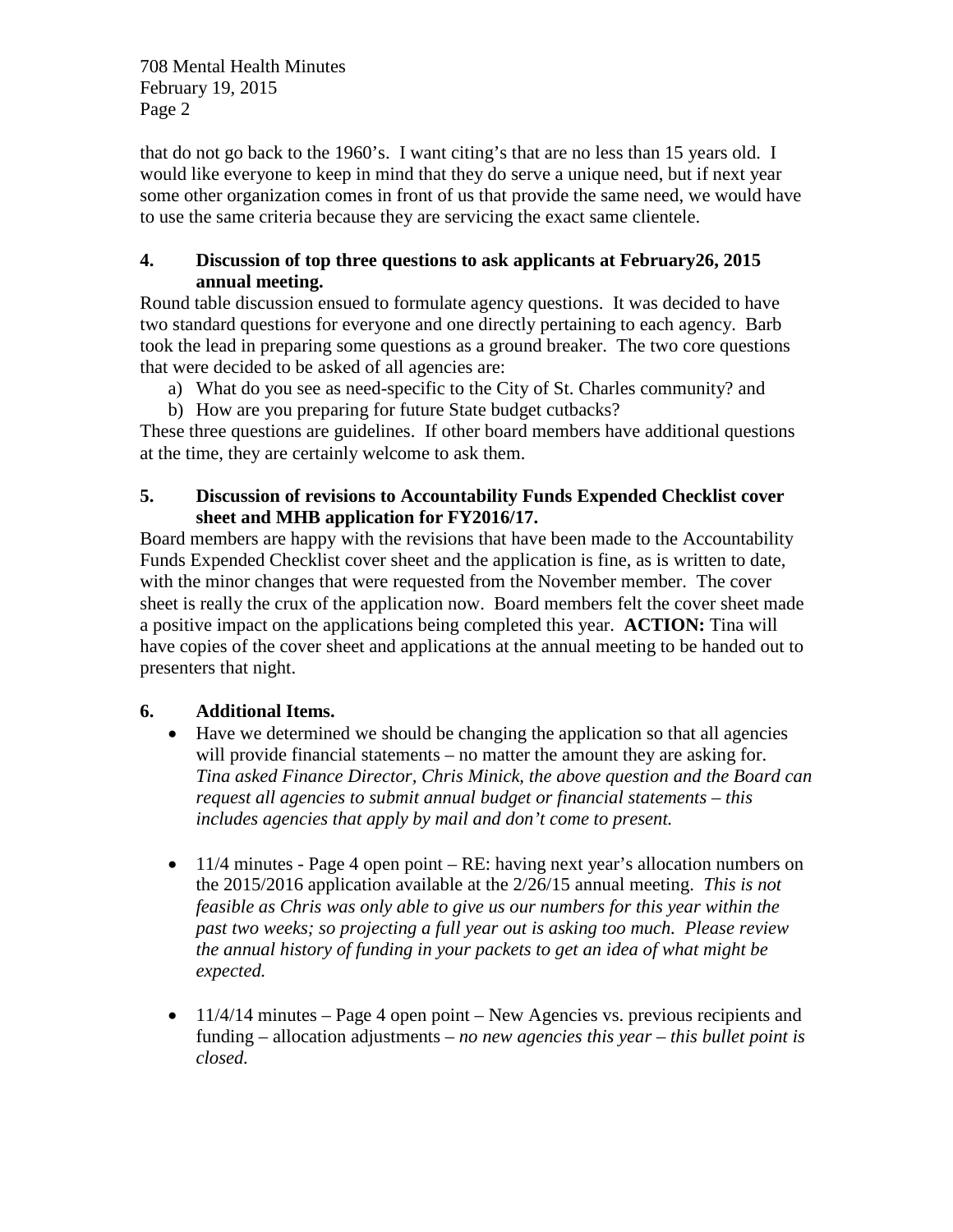that do not go back to the 1960's. I want citing's that are no less than 15 years old. I would like everyone to keep in mind that they do serve a unique need, but if next year some other organization comes in front of us that provide the same need, we would have to use the same criteria because they are servicing the exact same clientele.

**4. Discussion of top three questions to ask applicants at February26, 2015 annual meeting.**

Round table discussion ensued to formulate agency questions. It was decided to have two standard questions for everyone and one directly pertaining to each agency. Barb took the lead in preparing some questions as a ground breaker. The two core questions that were decided to be asked of all agencies are:

a) What do you see as need-specific to the City of St. Charles community? and
b) How are you preparing for future State budget cutbacks?

These three questions are guidelines. If other board members have additional questions at the time, they are certainly welcome to ask them.

**5. Discussion of revisions to Accountability Funds Expended Checklist cover sheet and MHB application for FY2016/17.**

Board members are happy with the revisions that have been made to the Accountability Funds Expended Checklist cover sheet and the application is fine, as is written to date, with the minor changes that were requested from the November member. The cover sheet is really the crux of the application now. Board members felt the cover sheet made a positive impact on the applications being completed this year. **ACTION:** Tina will have copies of the cover sheet and applications at the annual meeting to be handed out to presenters that night.

**6. Additional Items.**

- Have we determined we should be changing the application so that all agencies will provide financial statements – no matter the amount they are asking for. *Tina asked Finance Director, Chris Minick, the above question and the Board can request all agencies to submit annual budget or financial statements – this includes agencies that apply by mail and don't come to present.*

- 11/4 minutes - Page 4 open point – RE: having next year's allocation numbers on the 2015/2016 application available at the 2/26/15 annual meeting. *This is not feasible as Chris was only able to give us our numbers for this year within the past two weeks; so projecting a full year out is asking too much. Please review the annual history of funding in your packets to get an idea of what might be expected.*

- 11/4/14 minutes – Page 4 open point – New Agencies vs. previous recipients and funding – allocation adjustments – *no new agencies this year – this bullet point is closed.*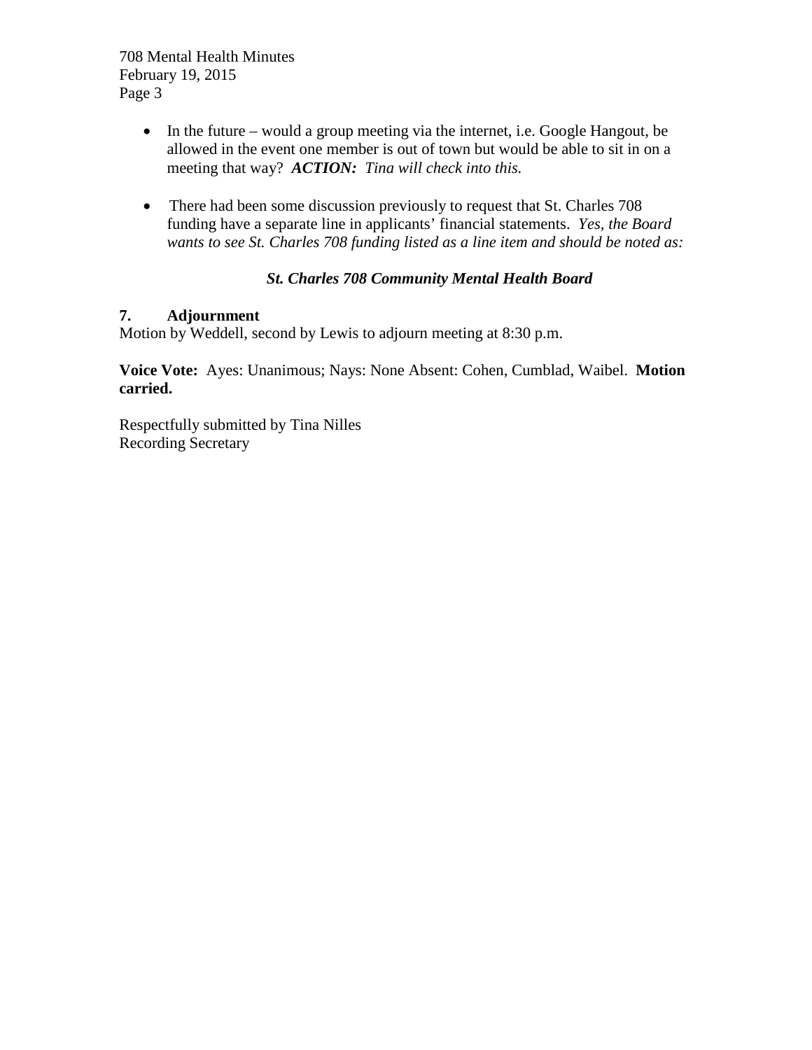- In the future – would a group meeting via the internet, i.e. Google Hangout, be allowed in the event one member is out of town but would be able to sit in on a meeting that way? ***ACTION:*** *Tina will check into this.*

- There had been some discussion previously to request that St. Charles 708 funding have a separate line in applicants' financial statements. *Yes, the Board wants to see St. Charles 708 funding listed as a line item and should be noted as:*

***St. Charles 708 Community Mental Health Board***

**7. Adjournment**

Motion by Weddell, second by Lewis to adjourn meeting at 8:30 p.m.

**Voice Vote:** Ayes: Unanimous; Nays: None Absent: Cohen, Cumblad, Waibel. **Motion carried.**

Respectfully submitted by Tina Nilles
Recording Secretary